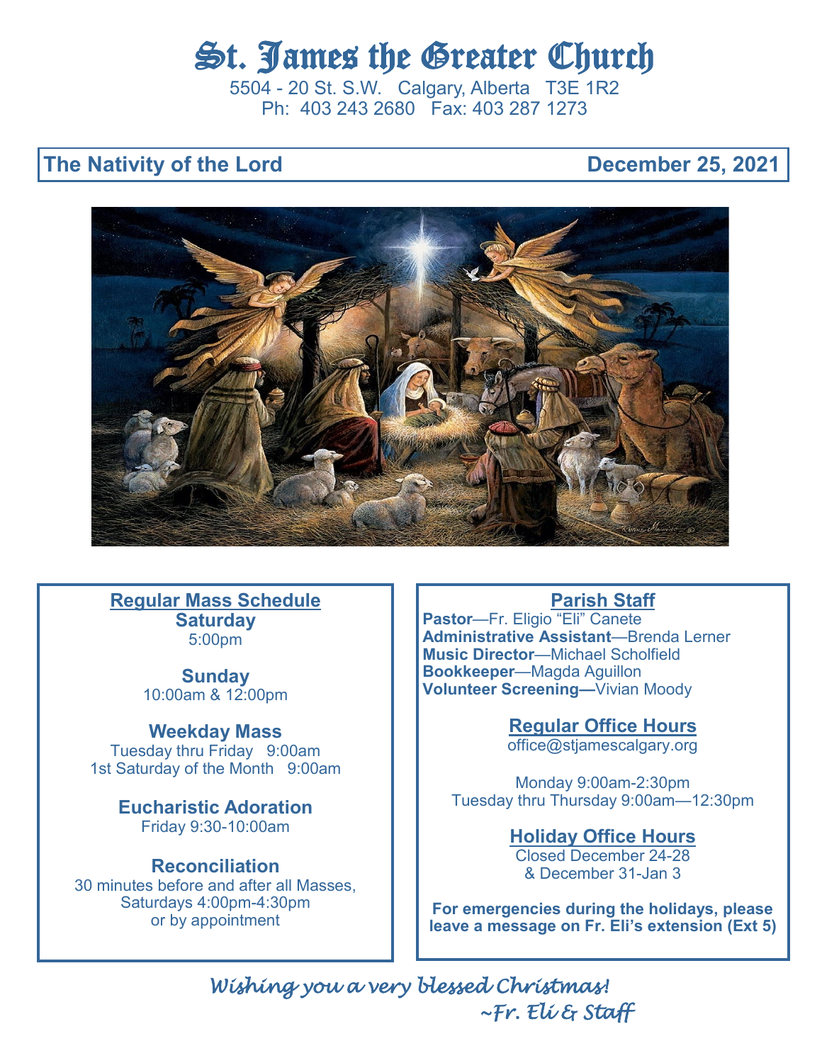# St. James the Greater Church

5504 - 20 St. S.W.   Calgary, Alberta   T3E 1R2
Ph: 403 243 2680   Fax: 403 287 1273

**The Nativity of the Lord** **December 25, 2021**

## Regular Mass Schedule

**Saturday**
5:00pm

**Sunday**
10:00am & 12:00pm

**Weekday Mass**
Tuesday thru Friday 9:00am
1st Saturday of the Month 9:00am

**Eucharistic Adoration**
Friday 9:30-10:00am

**Reconciliation**
30 minutes before and after all Masses,
Saturdays 4:00pm-4:30pm
or by appointment

## Parish Staff

**Pastor**—Fr. Eligio "Eli" Canete
**Administrative Assistant**—Brenda Lerner
**Music Director**—Michael Scholfield
**Bookkeeper**—Magda Aguillon
**Volunteer Screening—**Vivian Moody

## Regular Office Hours

office@stjamescalgary.org

Monday 9:00am-2:30pm
Tuesday thru Thursday 9:00am—12:30pm

## Holiday Office Hours

Closed December 24-28
& December 31-Jan 3

**For emergencies during the holidays, please leave a message on Fr. Eli's extension (Ext 5)**

*Wishing you a very blessed Christmas!*
*~Fr. Eli & Staff*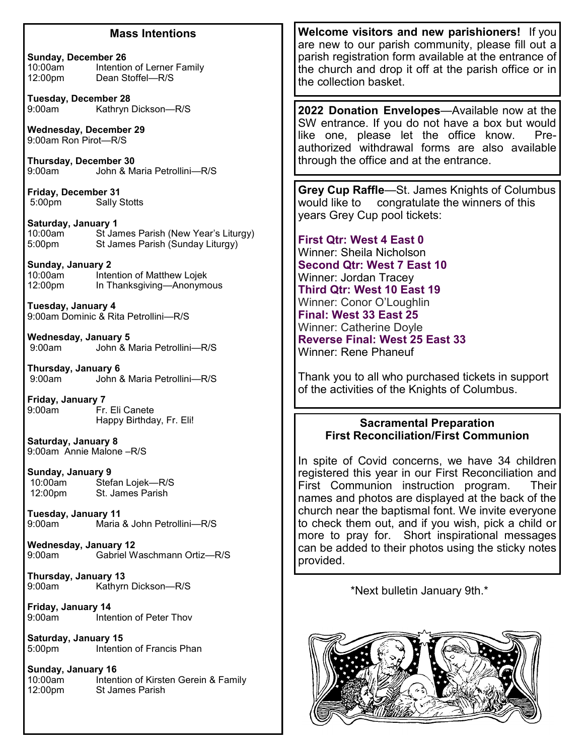## Mass Intentions

**Sunday, December 26**
10:00am Intention of Lerner Family
12:00pm Dean Stoffel—R/S

**Tuesday, December 28**
9:00am Kathryn Dickson—R/S

**Wednesday, December 29**
9:00am Ron Pirot—R/S

**Thursday, December 30**
9:00am John & Maria Petrollini—R/S

**Friday, December 31**
5:00pm Sally Stotts

**Saturday, January 1**
10:00am St James Parish (New Year's Liturgy)
5:00pm St James Parish (Sunday Liturgy)

**Sunday, January 2**
10:00am Intention of Matthew Lojek
12:00pm In Thanksgiving—Anonymous

**Tuesday, January 4**
9:00am Dominic & Rita Petrollini—R/S

**Wednesday, January 5**
9:00am John & Maria Petrollini—R/S

**Thursday, January 6**
9:00am John & Maria Petrollini—R/S

**Friday, January 7**
9:00am Fr. Eli Canete
Happy Birthday, Fr. Eli!

**Saturday, January 8**
9:00am Annie Malone –R/S

**Sunday, January 9**
10:00am Stefan Lojek—R/S
12:00pm St. James Parish

**Tuesday, January 11**
9:00am Maria & John Petrollini—R/S

**Wednesday, January 12**
9:00am Gabriel Waschmann Ortiz—R/S

**Thursday, January 13**
9:00am Kathyrn Dickson—R/S

**Friday, January 14**
9:00am Intention of Peter Thov

**Saturday, January 15**
5:00pm Intention of Francis Phan

**Sunday, January 16**
10:00am Intention of Kirsten Gerein & Family
12:00pm St James Parish

**Welcome visitors and new parishioners!** If you are new to our parish community, please fill out a parish registration form available at the entrance of the church and drop it off at the parish office or in the collection basket.

**2022 Donation Envelopes**—Available now at the SW entrance. If you do not have a box but would like one, please let the office know. Pre-authorized withdrawal forms are also available through the office and at the entrance.

**Grey Cup Raffle**—St. James Knights of Columbus would like to congratulate the winners of this years Grey Cup pool tickets:

**First Qtr: West 4 East 0**
Winner: Sheila Nicholson
**Second Qtr: West 7 East 10**
Winner: Jordan Tracey
**Third Qtr: West 10 East 19**
Winner: Conor O'Loughlin
**Final: West 33 East 25**
Winner: Catherine Doyle
**Reverse Final: West 25 East 33**
Winner: Rene Phaneuf

Thank you to all who purchased tickets in support of the activities of the Knights of Columbus.

### Sacramental Preparation
### First Reconciliation/First Communion

In spite of Covid concerns, we have 34 children registered this year in our First Reconciliation and First Communion instruction program. Their names and photos are displayed at the back of the church near the baptismal font. We invite everyone to check them out, and if you wish, pick a child or more to pray for. Short inspirational messages can be added to their photos using the sticky notes provided.

\*Next bulletin January 9th.\*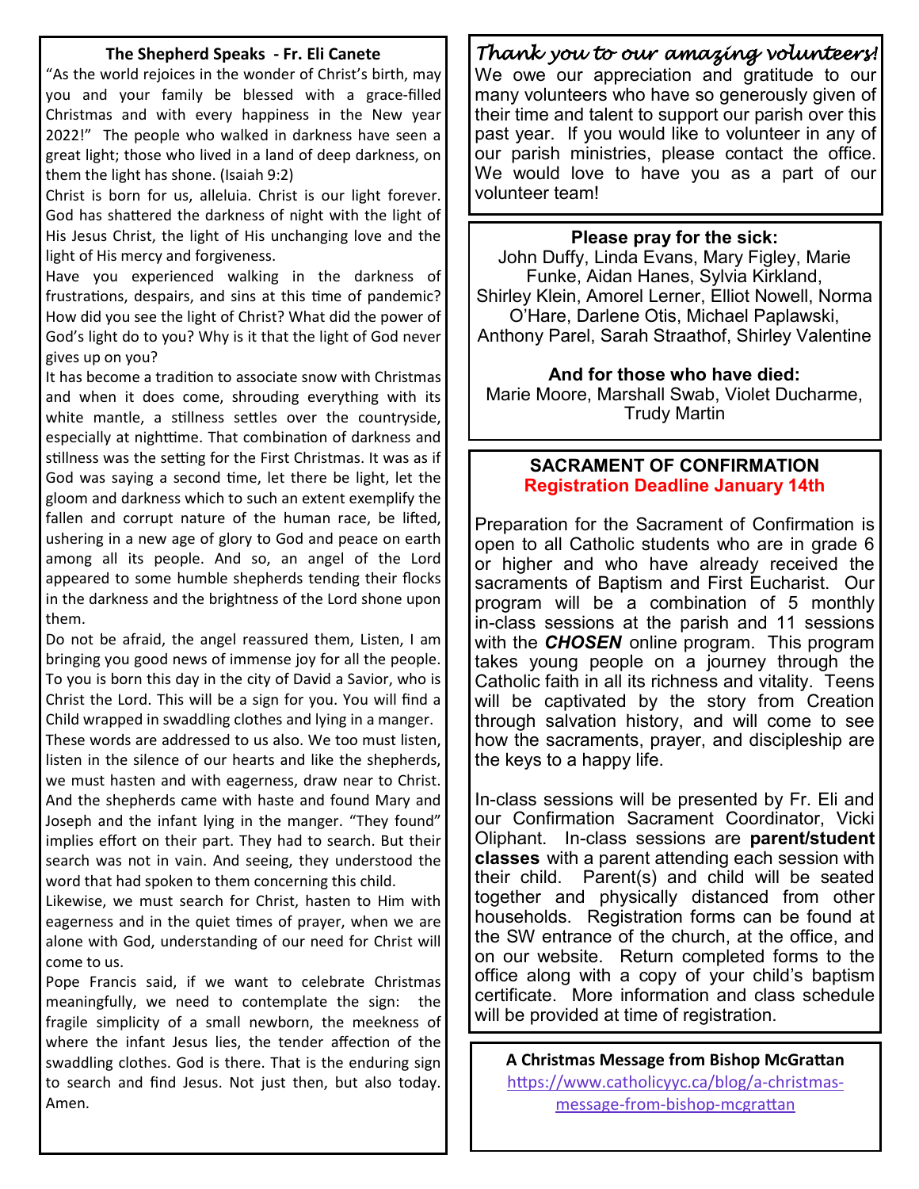## The Shepherd Speaks - Fr. Eli Canete

"As the world rejoices in the wonder of Christ's birth, may you and your family be blessed with a grace-filled Christmas and with every happiness in the New year 2022!" The people who walked in darkness have seen a great light; those who lived in a land of deep darkness, on them the light has shone. (Isaiah 9:2)

Christ is born for us, alleluia. Christ is our light forever. God has shattered the darkness of night with the light of His Jesus Christ, the light of His unchanging love and the light of His mercy and forgiveness.

Have you experienced walking in the darkness of frustrations, despairs, and sins at this time of pandemic? How did you see the light of Christ? What did the power of God's light do to you? Why is it that the light of God never gives up on you?

It has become a tradition to associate snow with Christmas and when it does come, shrouding everything with its white mantle, a stillness settles over the countryside, especially at nighttime. That combination of darkness and stillness was the setting for the First Christmas. It was as if God was saying a second time, let there be light, let the gloom and darkness which to such an extent exemplify the fallen and corrupt nature of the human race, be lifted, ushering in a new age of glory to God and peace on earth among all its people. And so, an angel of the Lord appeared to some humble shepherds tending their flocks in the darkness and the brightness of the Lord shone upon them.

Do not be afraid, the angel reassured them, Listen, I am bringing you good news of immense joy for all the people. To you is born this day in the city of David a Savior, who is Christ the Lord. This will be a sign for you. You will find a Child wrapped in swaddling clothes and lying in a manger.

These words are addressed to us also. We too must listen, listen in the silence of our hearts and like the shepherds, we must hasten and with eagerness, draw near to Christ. And the shepherds came with haste and found Mary and Joseph and the infant lying in the manger. "They found" implies effort on their part. They had to search. But their search was not in vain. And seeing, they understood the word that had spoken to them concerning this child.

Likewise, we must search for Christ, hasten to Him with eagerness and in the quiet times of prayer, when we are alone with God, understanding of our need for Christ will come to us.

Pope Francis said, if we want to celebrate Christmas meaningfully, we need to contemplate the sign: the fragile simplicity of a small newborn, the meekness of where the infant Jesus lies, the tender affection of the swaddling clothes. God is there. That is the enduring sign to search and find Jesus. Not just then, but also today. Amen.

## *Thank you to our amazing volunteers!*

We owe our appreciation and gratitude to our many volunteers who have so generously given of their time and talent to support our parish over this past year. If you would like to volunteer in any of our parish ministries, please contact the office. We would love to have you as a part of our volunteer team!

**Please pray for the sick:**

John Duffy, Linda Evans, Mary Figley, Marie Funke, Aidan Hanes, Sylvia Kirkland, Shirley Klein, Amorel Lerner, Elliot Nowell, Norma O'Hare, Darlene Otis, Michael Paplawski, Anthony Parel, Sarah Straathof, Shirley Valentine

**And for those who have died:**

Marie Moore, Marshall Swab, Violet Ducharme, Trudy Martin

## SACRAMENT OF CONFIRMATION

**Registration Deadline January 14th**

Preparation for the Sacrament of Confirmation is open to all Catholic students who are in grade 6 or higher and who have already received the sacraments of Baptism and First Eucharist. Our program will be a combination of 5 monthly in-class sessions at the parish and 11 sessions with the ***CHOSEN*** online program. This program takes young people on a journey through the Catholic faith in all its richness and vitality. Teens will be captivated by the story from Creation through salvation history, and will come to see how the sacraments, prayer, and discipleship are the keys to a happy life.

In-class sessions will be presented by Fr. Eli and our Confirmation Sacrament Coordinator, Vicki Oliphant. In-class sessions are **parent/student classes** with a parent attending each session with their child. Parent(s) and child will be seated together and physically distanced from other households. Registration forms can be found at the SW entrance of the church, at the office, and on our website. Return completed forms to the office along with a copy of your child's baptism certificate. More information and class schedule will be provided at time of registration.

**A Christmas Message from Bishop McGrattan**

https://www.catholicyyc.ca/blog/a-christmas-message-from-bishop-mcgrattan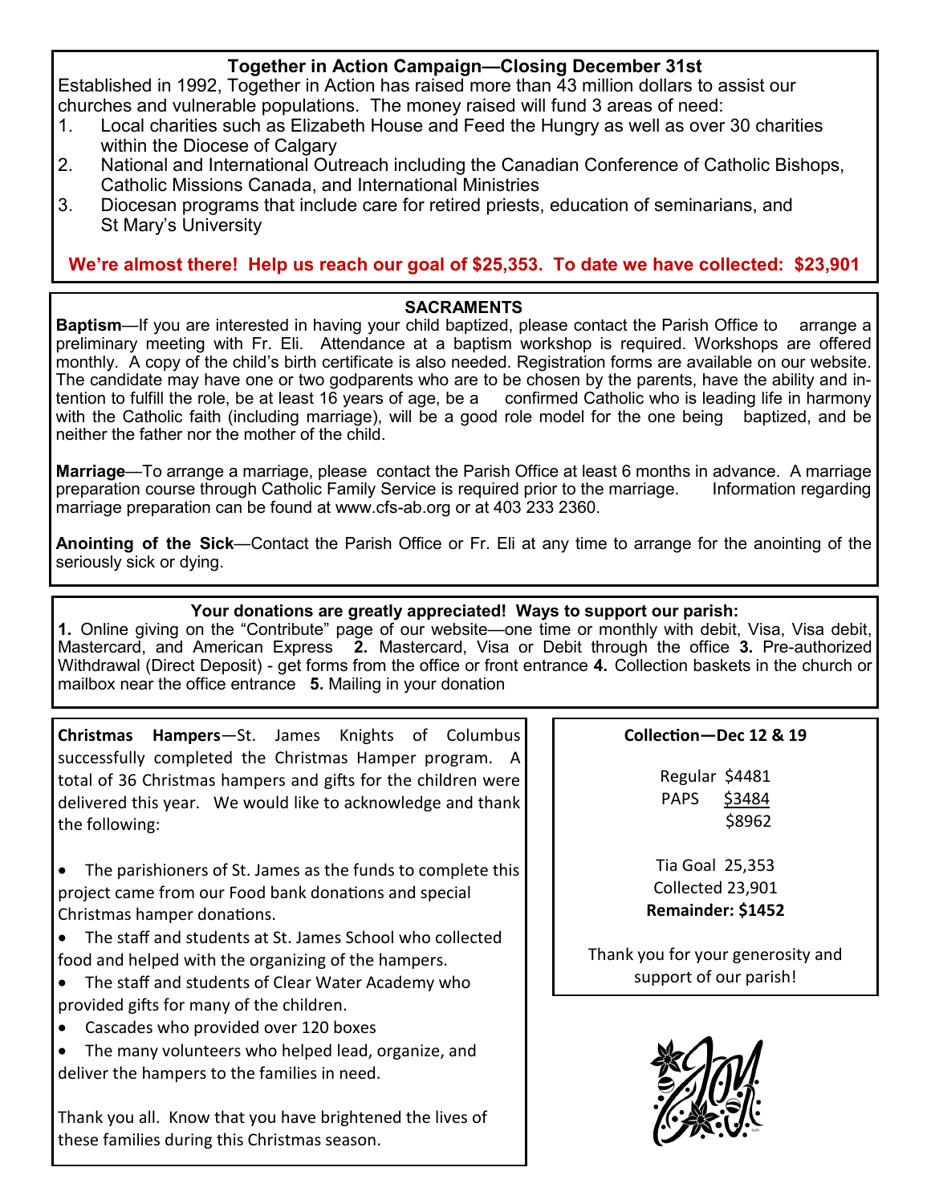## Together in Action Campaign—Closing December 31st

Established in 1992, Together in Action has raised more than 43 million dollars to assist our churches and vulnerable populations. The money raised will fund 3 areas of need:

1. Local charities such as Elizabeth House and Feed the Hungry as well as over 30 charities within the Diocese of Calgary
2. National and International Outreach including the Canadian Conference of Catholic Bishops, Catholic Missions Canada, and International Ministries
3. Diocesan programs that include care for retired priests, education of seminarians, and St Mary's University

**We're almost there! Help us reach our goal of $25,353. To date we have collected: $23,901**

## SACRAMENTS

**Baptism**—If you are interested in having your child baptized, please contact the Parish Office to arrange a preliminary meeting with Fr. Eli. Attendance at a baptism workshop is required. Workshops are offered monthly. A copy of the child's birth certificate is also needed. Registration forms are available on our website. The candidate may have one or two godparents who are to be chosen by the parents, have the ability and intention to fulfill the role, be at least 16 years of age, be a confirmed Catholic who is leading life in harmony with the Catholic faith (including marriage), will be a good role model for the one being baptized, and be neither the father nor the mother of the child.

**Marriage**—To arrange a marriage, please contact the Parish Office at least 6 months in advance. A marriage preparation course through Catholic Family Service is required prior to the marriage. Information regarding marriage preparation can be found at www.cfs-ab.org or at 403 233 2360.

**Anointing of the Sick**—Contact the Parish Office or Fr. Eli at any time to arrange for the anointing of the seriously sick or dying.

## Your donations are greatly appreciated! Ways to support our parish:

**1.** Online giving on the "Contribute" page of our website—one time or monthly with debit, Visa, Visa debit, Mastercard, and American Express **2.** Mastercard, Visa or Debit through the office **3.** Pre-authorized Withdrawal (Direct Deposit) - get forms from the office or front entrance **4.** Collection baskets in the church or mailbox near the office entrance **5.** Mailing in your donation

**Christmas Hampers**—St. James Knights of Columbus successfully completed the Christmas Hamper program. A total of 36 Christmas hampers and gifts for the children were delivered this year. We would like to acknowledge and thank the following:

- The parishioners of St. James as the funds to complete this project came from our Food bank donations and special Christmas hamper donations.
- The staff and students at St. James School who collected food and helped with the organizing of the hampers.
- The staff and students of Clear Water Academy who provided gifts for many of the children.
- Cascades who provided over 120 boxes
- The many volunteers who helped lead, organize, and deliver the hampers to the families in need.

Thank you all. Know that you have brightened the lives of these families during this Christmas season.

**Collection—Dec 12 & 19**

Regular $4481
PAPS $3484
$8962

Tia Goal 25,353
Collected 23,901
**Remainder: $1452**

Thank you for your generosity and support of our parish!